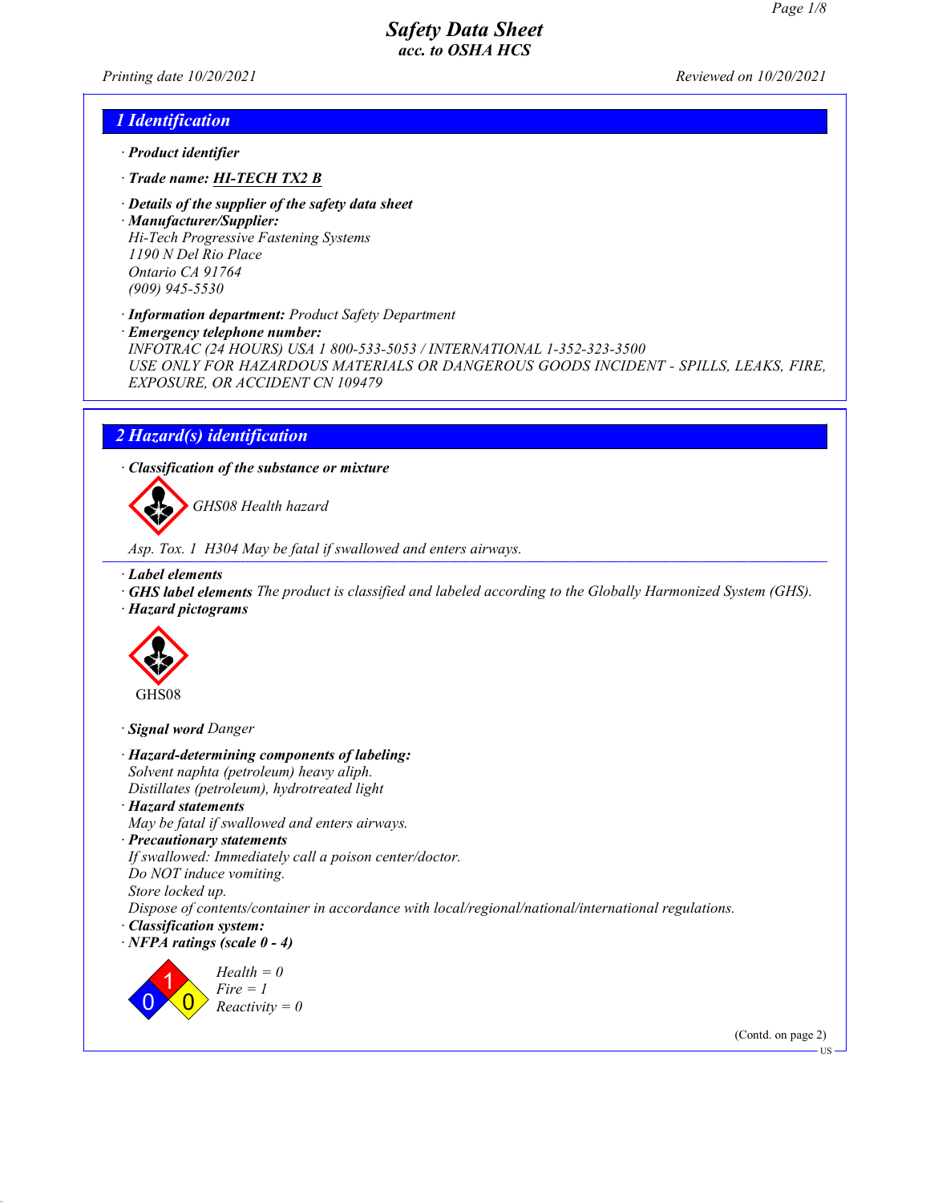# Safety Data Sheet
## acc. to OSHA HCS

Printing date 10/20/2021 Reviewed on 10/20/2021

## 1 Identification

· **Product identifier**

· **Trade name: HI-TECH TX2 B**

· **Details of the supplier of the safety data sheet**

· **Manufacturer/Supplier:**
Hi-Tech Progressive Fastening Systems
1190 N Del Rio Place
Ontario CA 91764
(909) 945-5530

· **Information department:** Product Safety Department

· **Emergency telephone number:**
INFOTRAC (24 HOURS) USA 1 800-533-5053 / INTERNATIONAL 1-352-323-3500
USE ONLY FOR HAZARDOUS MATERIALS OR DANGEROUS GOODS INCIDENT - SPILLS, LEAKS, FIRE, EXPOSURE, OR ACCIDENT CN 109479

## 2 Hazard(s) identification

· **Classification of the substance or mixture**

GHS08 Health hazard

Asp. Tox. 1 H304 May be fatal if swallowed and enters airways.

· **Label elements**

· **GHS label elements** The product is classified and labeled according to the Globally Harmonized System (GHS).

· **Hazard pictograms**

GHS08

· **Signal word** Danger

· **Hazard-determining components of labeling:**
Solvent naphta (petroleum) heavy aliph.
Distillates (petroleum), hydrotreated light

· **Hazard statements**
May be fatal if swallowed and enters airways.

· **Precautionary statements**
If swallowed: Immediately call a poison center/doctor.
Do NOT induce vomiting.
Store locked up.
Dispose of contents/container in accordance with local/regional/national/international regulations.

· **Classification system:**

· **NFPA ratings (scale 0 - 4)**

Health = 0
Fire = 1
Reactivity = 0

(Contd. on page 2)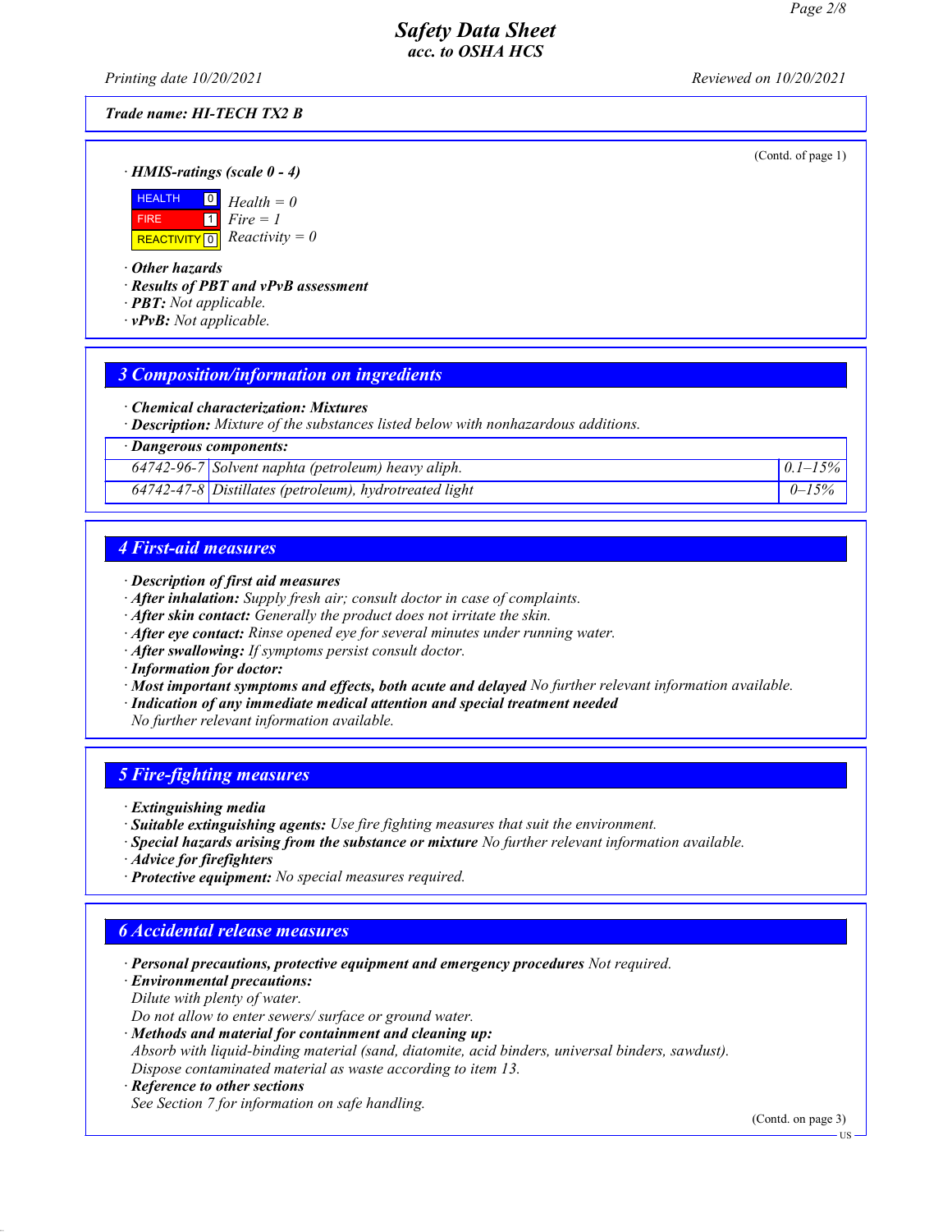**Trade name: HI-TECH TX2 B**

(Contd. of page 1)

· **HMIS-ratings (scale 0 - 4)**

| | | |
|---|---|---|
| HEALTH | 0 | Health = 0 |
| FIRE | 1 | Fire = 1 |
| REACTIVITY | 0 | Reactivity = 0 |

· **Other hazards**
· **Results of PBT and vPvB assessment**
· **PBT:** Not applicable.
· **vPvB:** Not applicable.

## 3 Composition/information on ingredients

· **Chemical characterization: Mixtures**
· **Description:** Mixture of the substances listed below with nonhazardous additions.

| · Dangerous components: | | |
|---|---|---|
| 64742-96-7 | Solvent naphta (petroleum) heavy aliph. | 0.1–15% |
| 64742-47-8 | Distillates (petroleum), hydrotreated light | 0–15% |

## 4 First-aid measures

· **Description of first aid measures**
· **After inhalation:** Supply fresh air; consult doctor in case of complaints.
· **After skin contact:** Generally the product does not irritate the skin.
· **After eye contact:** Rinse opened eye for several minutes under running water.
· **After swallowing:** If symptoms persist consult doctor.
· **Information for doctor:**
· **Most important symptoms and effects, both acute and delayed** No further relevant information available.
· **Indication of any immediate medical attention and special treatment needed**
No further relevant information available.

## 5 Fire-fighting measures

· **Extinguishing media**
· **Suitable extinguishing agents:** Use fire fighting measures that suit the environment.
· **Special hazards arising from the substance or mixture** No further relevant information available.
· **Advice for firefighters**
· **Protective equipment:** No special measures required.

## 6 Accidental release measures

· **Personal precautions, protective equipment and emergency procedures** Not required.
· **Environmental precautions:**
Dilute with plenty of water.
Do not allow to enter sewers/ surface or ground water.
· **Methods and material for containment and cleaning up:**
Absorb with liquid-binding material (sand, diatomite, acid binders, universal binders, sawdust).
Dispose contaminated material as waste according to item 13.
· **Reference to other sections**
See Section 7 for information on safe handling.

(Contd. on page 3)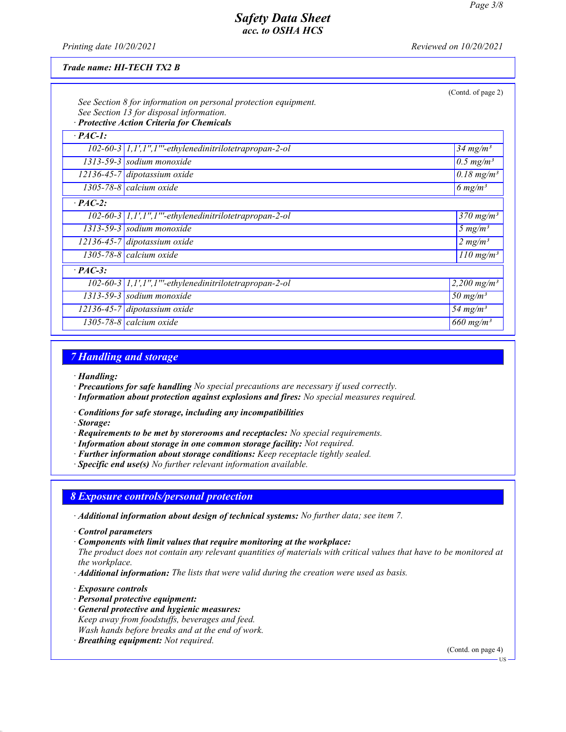Trade name: HI-TECH TX2 B

(Contd. of page 2)

See Section 8 for information on personal protection equipment.
See Section 13 for disposal information.

· **Protective Action Criteria for Chemicals**

| · **PAC-1:** | | |
|---|---|---|
| 102-60-3 | 1,1',1'',1'''-ethylenedinitrilotetrapropan-2-ol | 34 mg/m³ |
| 1313-59-3 | sodium monoxide | 0.5 mg/m³ |
| 12136-45-7 | dipotassium oxide | 0.18 mg/m³ |
| 1305-78-8 | calcium oxide | 6 mg/m³ |
| · **PAC-2:** | | |
| 102-60-3 | 1,1',1'',1'''-ethylenedinitrilotetrapropan-2-ol | 370 mg/m³ |
| 1313-59-3 | sodium monoxide | 5 mg/m³ |
| 12136-45-7 | dipotassium oxide | 2 mg/m³ |
| 1305-78-8 | calcium oxide | 110 mg/m³ |
| · **PAC-3:** | | |
| 102-60-3 | 1,1',1'',1'''-ethylenedinitrilotetrapropan-2-ol | 2,200 mg/m³ |
| 1313-59-3 | sodium monoxide | 50 mg/m³ |
| 12136-45-7 | dipotassium oxide | 54 mg/m³ |
| 1305-78-8 | calcium oxide | 660 mg/m³ |

## 7 Handling and storage

· **Handling:**
· **Precautions for safe handling** No special precautions are necessary if used correctly.
· **Information about protection against explosions and fires:** No special measures required.

· **Conditions for safe storage, including any incompatibilities**
· **Storage:**
· **Requirements to be met by storerooms and receptacles:** No special requirements.
· **Information about storage in one common storage facility:** Not required.
· **Further information about storage conditions:** Keep receptacle tightly sealed.
· **Specific end use(s)** No further relevant information available.

## 8 Exposure controls/personal protection

· **Additional information about design of technical systems:** No further data; see item 7.

· **Control parameters**
· **Components with limit values that require monitoring at the workplace:**
The product does not contain any relevant quantities of materials with critical values that have to be monitored at the workplace.
· **Additional information:** The lists that were valid during the creation were used as basis.

· **Exposure controls**
· **Personal protective equipment:**
· **General protective and hygienic measures:**
Keep away from foodstuffs, beverages and feed.
Wash hands before breaks and at the end of work.
· **Breathing equipment:** Not required.

(Contd. on page 4)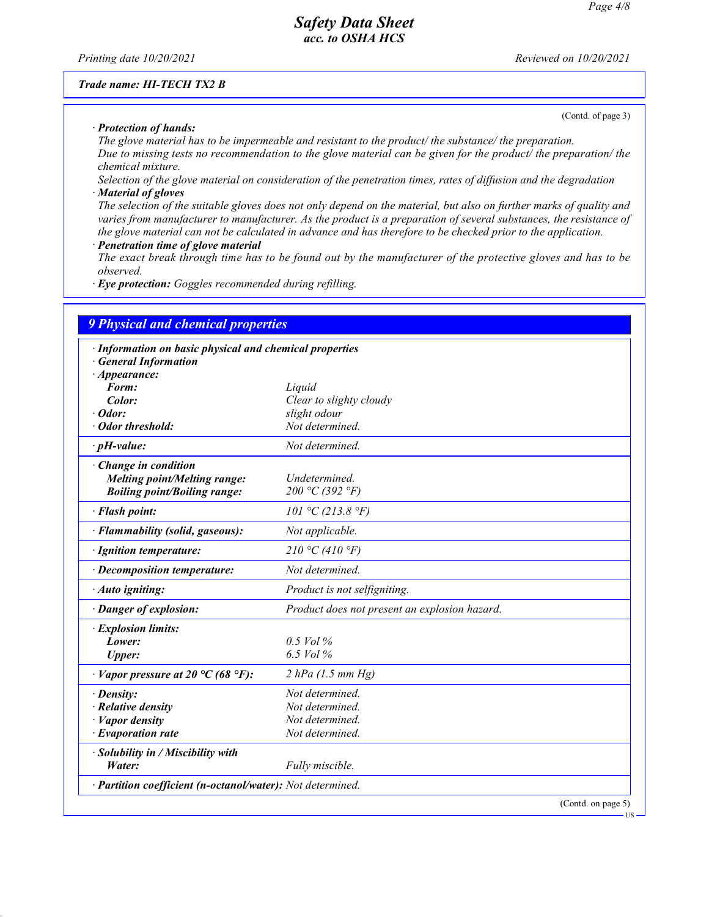Trade name: **HI-TECH TX2 B**

(Contd. of page 3)

· **Protection of hands:**
The glove material has to be impermeable and resistant to the product/ the substance/ the preparation.
Due to missing tests no recommendation to the glove material can be given for the product/ the preparation/ the chemical mixture.
Selection of the glove material on consideration of the penetration times, rates of diffusion and the degradation
· **Material of gloves**
The selection of the suitable gloves does not only depend on the material, but also on further marks of quality and varies from manufacturer to manufacturer. As the product is a preparation of several substances, the resistance of the glove material can not be calculated in advance and has therefore to be checked prior to the application.
· **Penetration time of glove material**
The exact break through time has to be found out by the manufacturer of the protective gloves and has to be observed.
· **Eye protection:** Goggles recommended during refilling.

## 9 Physical and chemical properties

· **Information on basic physical and chemical properties**
· **General Information**

| Property | Value |
| --- | --- |
| · **Appearance:** | |
| **Form:** | Liquid |
| **Color:** | Clear to slighty cloudy |
| · **Odor:** | slight odour |
| · **Odor threshold:** | Not determined. |
| · **pH-value:** | Not determined. |
| · **Change in condition** | |
| **Melting point/Melting range:** | Undetermined. |
| **Boiling point/Boiling range:** | 200 °C (392 °F) |
| · **Flash point:** | 101 °C (213.8 °F) |
| · **Flammability (solid, gaseous):** | Not applicable. |
| · **Ignition temperature:** | 210 °C (410 °F) |
| · **Decomposition temperature:** | Not determined. |
| · **Auto igniting:** | Product is not selfigniting. |
| · **Danger of explosion:** | Product does not present an explosion hazard. |
| · **Explosion limits:** | |
| **Lower:** | 0.5 Vol % |
| **Upper:** | 6.5 Vol % |
| · **Vapor pressure at 20 °C (68 °F):** | 2 hPa (1.5 mm Hg) |
| · **Density:** | Not determined. |
| · **Relative density** | Not determined. |
| · **Vapor density** | Not determined. |
| · **Evaporation rate** | Not determined. |
| · **Solubility in / Miscibility with** | |
| **Water:** | Fully miscible. |
| · **Partition coefficient (n-octanol/water):** | Not determined. |

(Contd. on page 5)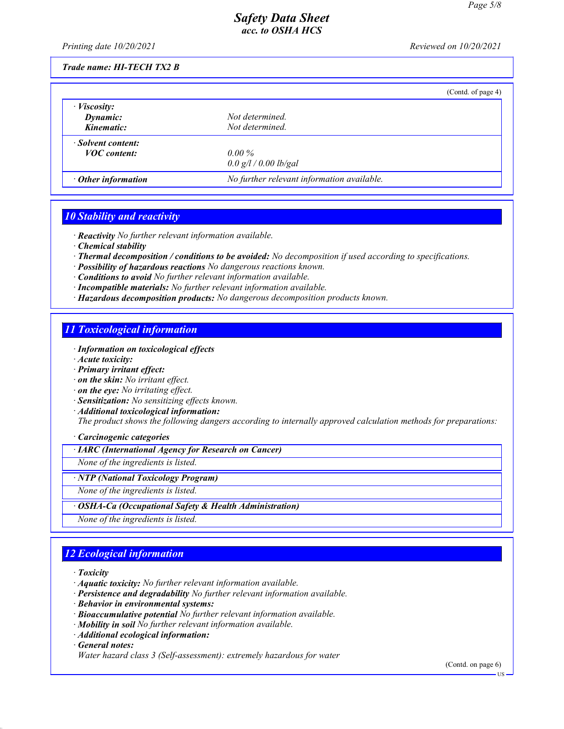**Trade name: HI-TECH TX2 B**

(Contd. of page 4)

| | |
|---|---|
| · **Viscosity:** | |
| **Dynamic:** | Not determined. |
| **Kinematic:** | Not determined. |
| · **Solvent content:** | |
| **VOC content:** | 0.00 % |
| | 0.0 g/l / 0.00 lb/gal |
| · **Other information** | No further relevant information available. |

## 10 Stability and reactivity

· **Reactivity** No further relevant information available.
· **Chemical stability**
· **Thermal decomposition / conditions to be avoided:** No decomposition if used according to specifications.
· **Possibility of hazardous reactions** No dangerous reactions known.
· **Conditions to avoid** No further relevant information available.
· **Incompatible materials:** No further relevant information available.
· **Hazardous decomposition products:** No dangerous decomposition products known.

## 11 Toxicological information

· **Information on toxicological effects**
· **Acute toxicity:**
· **Primary irritant effect:**
· **on the skin:** No irritant effect.
· **on the eye:** No irritating effect.
· **Sensitization:** No sensitizing effects known.
· **Additional toxicological information:**
The product shows the following dangers according to internally approved calculation methods for preparations:

· **Carcinogenic categories**

· **IARC (International Agency for Research on Cancer)**
None of the ingredients is listed.

· **NTP (National Toxicology Program)**
None of the ingredients is listed.

· **OSHA-Ca (Occupational Safety & Health Administration)**
None of the ingredients is listed.

## 12 Ecological information

· **Toxicity**
· **Aquatic toxicity:** No further relevant information available.
· **Persistence and degradability** No further relevant information available.
· **Behavior in environmental systems:**
· **Bioaccumulative potential** No further relevant information available.
· **Mobility in soil** No further relevant information available.
· **Additional ecological information:**
· **General notes:**
Water hazard class 3 (Self-assessment): extremely hazardous for water

(Contd. on page 6)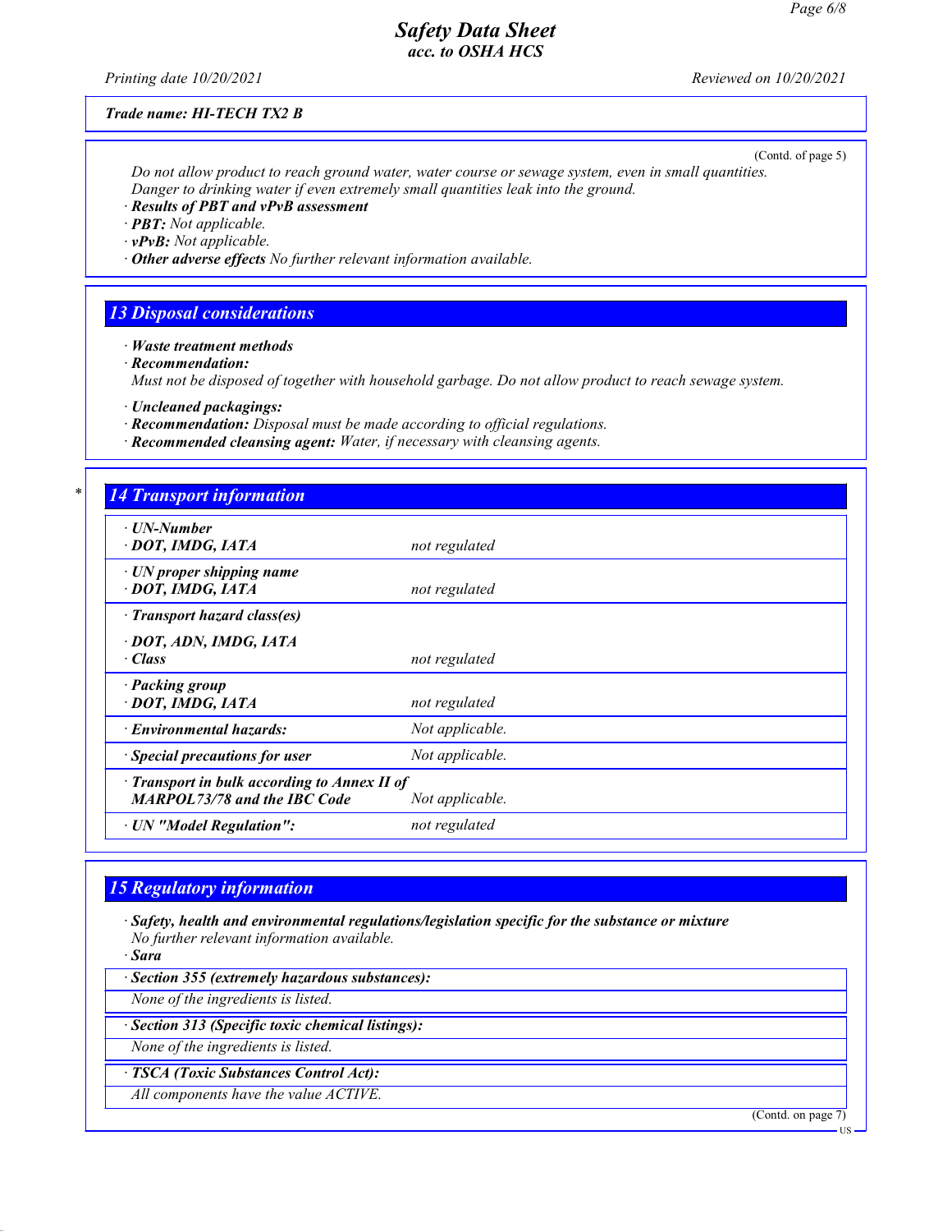Trade name: HI-TECH TX2 B

(Contd. of page 5)

*Do not allow product to reach ground water, water course or sewage system, even in small quantities.*
*Danger to drinking water if even extremely small quantities leak into the ground.*

· **Results of PBT and vPvB assessment**
· **PBT:** *Not applicable.*
· **vPvB:** *Not applicable.*
· **Other adverse effects** *No further relevant information available.*

## 13 Disposal considerations

· **Waste treatment methods**
· **Recommendation:**
*Must not be disposed of together with household garbage. Do not allow product to reach sewage system.*

· **Uncleaned packagings:**
· **Recommendation:** *Disposal must be made according to official regulations.*
· **Recommended cleansing agent:** *Water, if necessary with cleansing agents.*

## * 14 Transport information

| | |
|---|---|
| · **UN-Number**<br>· **DOT, IMDG, IATA** | *not regulated* |
| · **UN proper shipping name**<br>· **DOT, IMDG, IATA** | *not regulated* |
| · **Transport hazard class(es)**<br>· **DOT, ADN, IMDG, IATA**<br>· **Class** | *not regulated* |
| · **Packing group**<br>· **DOT, IMDG, IATA** | *not regulated* |
| · **Environmental hazards:** | *Not applicable.* |
| · **Special precautions for user** | *Not applicable.* |
| · **Transport in bulk according to Annex II of MARPOL73/78 and the IBC Code** | *Not applicable.* |
| · **UN "Model Regulation":** | *not regulated* |

## 15 Regulatory information

· **Safety, health and environmental regulations/legislation specific for the substance or mixture**
*No further relevant information available.*
· **Sara**

· **Section 355 (extremely hazardous substances):**
*None of the ingredients is listed.*

· **Section 313 (Specific toxic chemical listings):**
*None of the ingredients is listed.*

· **TSCA (Toxic Substances Control Act):**
*All components have the value ACTIVE.*

(Contd. on page 7)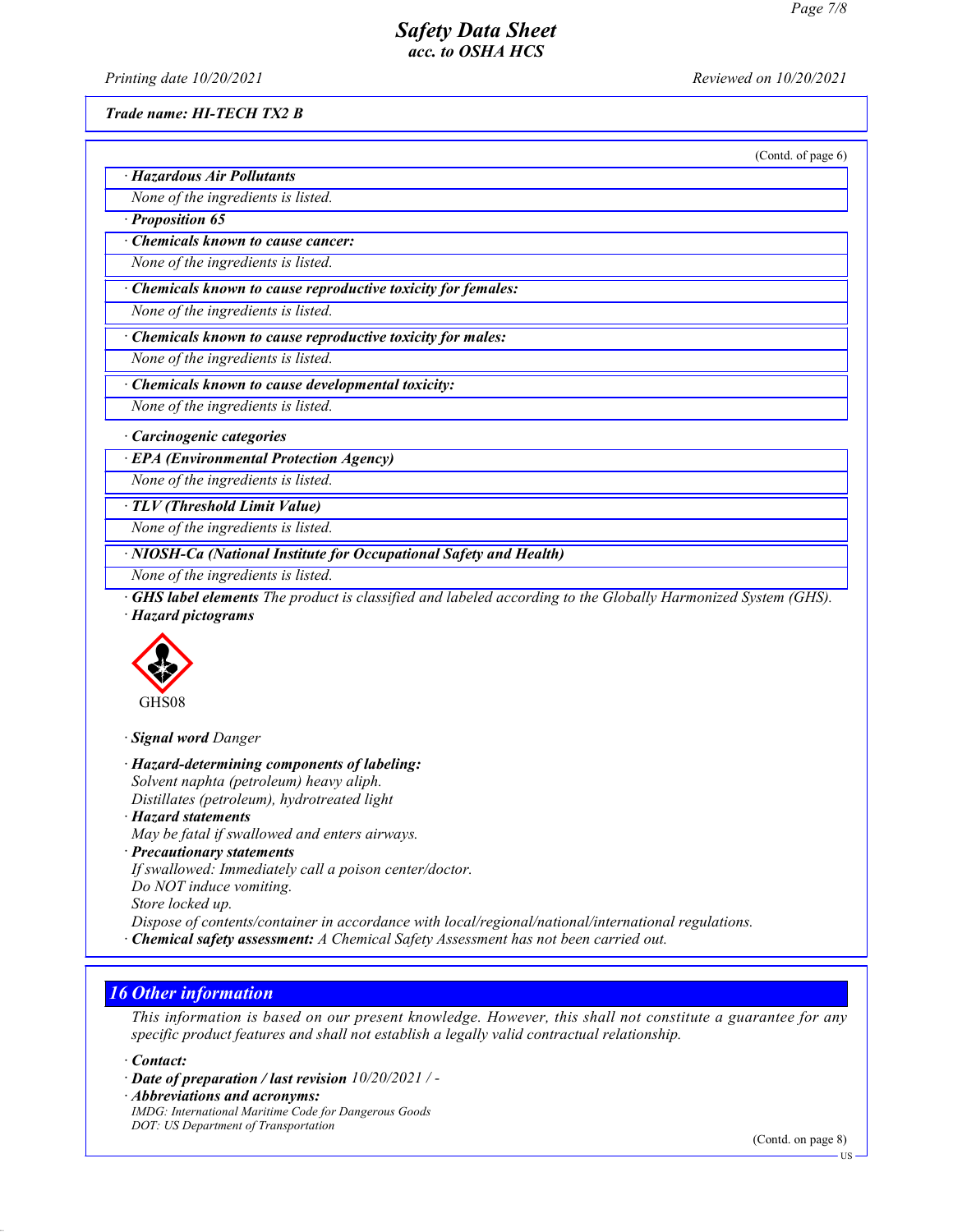**Trade name: HI-TECH TX2 B**

(Contd. of page 6)

**· Hazardous Air Pollutants**

None of the ingredients is listed.

**· Proposition 65**

**· Chemicals known to cause cancer:**

None of the ingredients is listed.

**· Chemicals known to cause reproductive toxicity for females:**

None of the ingredients is listed.

**· Chemicals known to cause reproductive toxicity for males:**

None of the ingredients is listed.

**· Chemicals known to cause developmental toxicity:**

None of the ingredients is listed.

**· Carcinogenic categories**

**· EPA (Environmental Protection Agency)**

None of the ingredients is listed.

**· TLV (Threshold Limit Value)**

None of the ingredients is listed.

**· NIOSH-Ca (National Institute for Occupational Safety and Health)**

None of the ingredients is listed.

**· GHS label elements** The product is classified and labeled according to the Globally Harmonized System (GHS).

**· Hazard pictograms**

GHS08

**· Signal word** Danger

**· Hazard-determining components of labeling:**

Solvent naphta (petroleum) heavy aliph.
Distillates (petroleum), hydrotreated light

**· Hazard statements**

May be fatal if swallowed and enters airways.

**· Precautionary statements**

If swallowed: Immediately call a poison center/doctor.
Do NOT induce vomiting.
Store locked up.
Dispose of contents/container in accordance with local/regional/national/international regulations.

**· Chemical safety assessment:** A Chemical Safety Assessment has not been carried out.

## 16 Other information

This information is based on our present knowledge. However, this shall not constitute a guarantee for any specific product features and shall not establish a legally valid contractual relationship.

**· Contact:**

**· Date of preparation / last revision** 10/20/2021 / -

**· Abbreviations and acronyms:**

IMDG: International Maritime Code for Dangerous Goods
DOT: US Department of Transportation

(Contd. on page 8)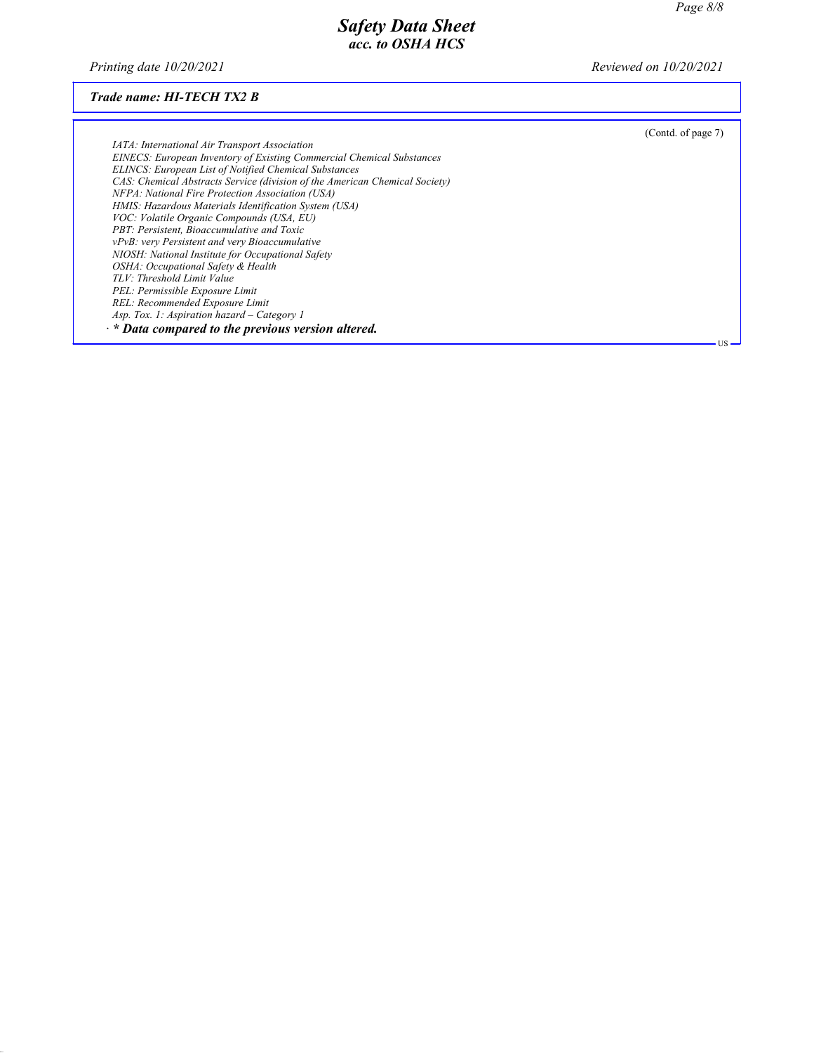(Contd. of page 7)

*IATA: International Air Transport Association*
*EINECS: European Inventory of Existing Commercial Chemical Substances*
*ELINCS: European List of Notified Chemical Substances*
*CAS: Chemical Abstracts Service (division of the American Chemical Society)*
*NFPA: National Fire Protection Association (USA)*
*HMIS: Hazardous Materials Identification System (USA)*
*VOC: Volatile Organic Compounds (USA, EU)*
*PBT: Persistent, Bioaccumulative and Toxic*
*vPvB: very Persistent and very Bioaccumulative*
*NIOSH: National Institute for Occupational Safety*
*OSHA: Occupational Safety & Health*
*TLV: Threshold Limit Value*
*PEL: Permissible Exposure Limit*
*REL: Recommended Exposure Limit*
*Asp. Tox. 1: Aspiration hazard – Category 1*

**· * Data compared to the previous version altered.**